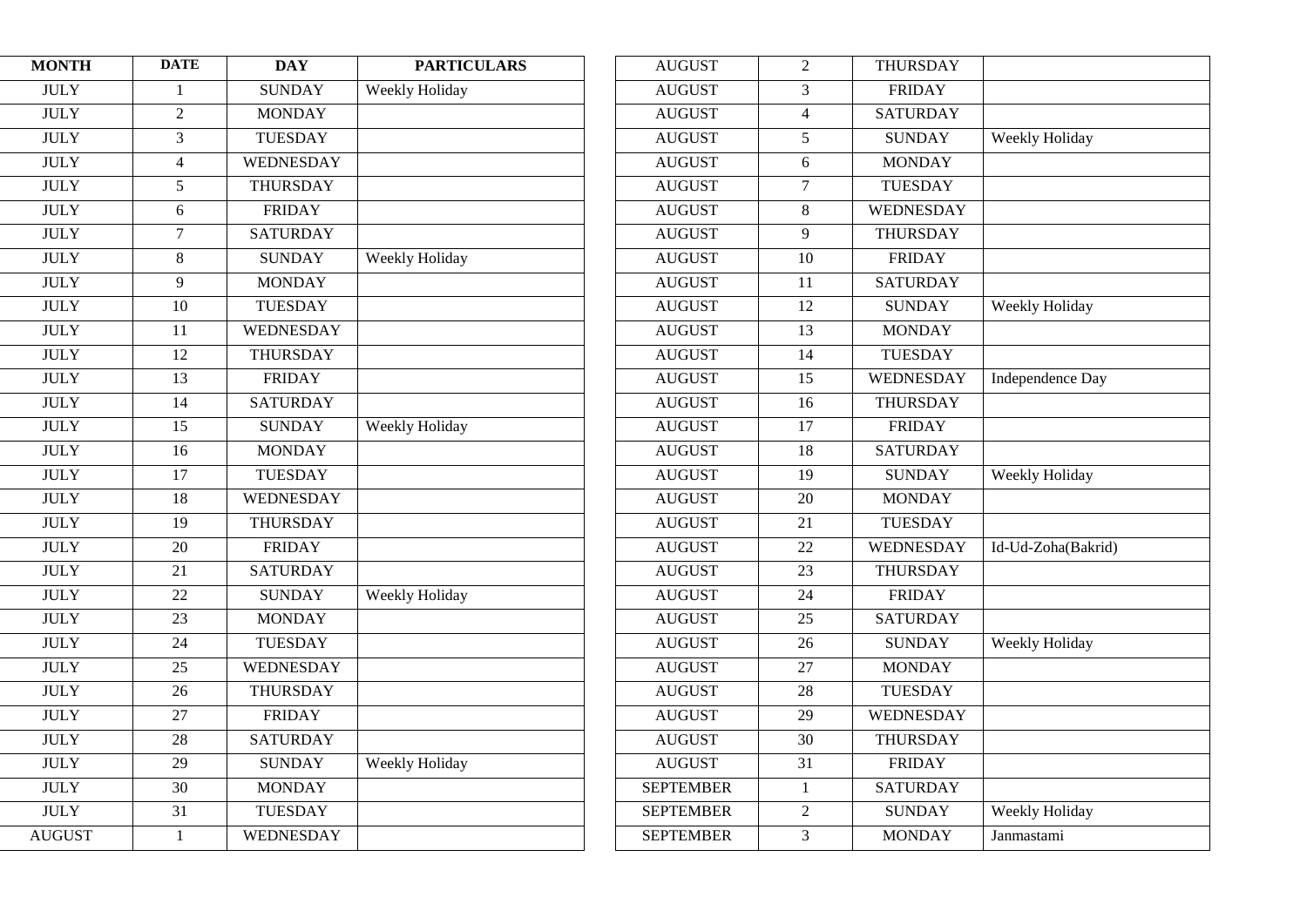| MONTH | DATE | DAY | PARTICULARS |
|---|---|---|---|
| JULY | 1 | SUNDAY | Weekly Holiday |
| JULY | 2 | MONDAY | |
| JULY | 3 | TUESDAY | |
| JULY | 4 | WEDNESDAY | |
| JULY | 5 | THURSDAY | |
| JULY | 6 | FRIDAY | |
| JULY | 7 | SATURDAY | |
| JULY | 8 | SUNDAY | Weekly Holiday |
| JULY | 9 | MONDAY | |
| JULY | 10 | TUESDAY | |
| JULY | 11 | WEDNESDAY | |
| JULY | 12 | THURSDAY | |
| JULY | 13 | FRIDAY | |
| JULY | 14 | SATURDAY | |
| JULY | 15 | SUNDAY | Weekly Holiday |
| JULY | 16 | MONDAY | |
| JULY | 17 | TUESDAY | |
| JULY | 18 | WEDNESDAY | |
| JULY | 19 | THURSDAY | |
| JULY | 20 | FRIDAY | |
| JULY | 21 | SATURDAY | |
| JULY | 22 | SUNDAY | Weekly Holiday |
| JULY | 23 | MONDAY | |
| JULY | 24 | TUESDAY | |
| JULY | 25 | WEDNESDAY | |
| JULY | 26 | THURSDAY | |
| JULY | 27 | FRIDAY | |
| JULY | 28 | SATURDAY | |
| JULY | 29 | SUNDAY | Weekly Holiday |
| JULY | 30 | MONDAY | |
| JULY | 31 | TUESDAY | |
| AUGUST | 1 | WEDNESDAY | |
| AUGUST | 2 | THURSDAY | |
| AUGUST | 3 | FRIDAY | |
| AUGUST | 4 | SATURDAY | |
| AUGUST | 5 | SUNDAY | Weekly Holiday |
| AUGUST | 6 | MONDAY | |
| AUGUST | 7 | TUESDAY | |
| AUGUST | 8 | WEDNESDAY | |
| AUGUST | 9 | THURSDAY | |
| AUGUST | 10 | FRIDAY | |
| AUGUST | 11 | SATURDAY | |
| AUGUST | 12 | SUNDAY | Weekly Holiday |
| AUGUST | 13 | MONDAY | |
| AUGUST | 14 | TUESDAY | |
| AUGUST | 15 | WEDNESDAY | Independence Day |
| AUGUST | 16 | THURSDAY | |
| AUGUST | 17 | FRIDAY | |
| AUGUST | 18 | SATURDAY | |
| AUGUST | 19 | SUNDAY | Weekly Holiday |
| AUGUST | 20 | MONDAY | |
| AUGUST | 21 | TUESDAY | |
| AUGUST | 22 | WEDNESDAY | Id-Ud-Zoha(Bakrid) |
| AUGUST | 23 | THURSDAY | |
| AUGUST | 24 | FRIDAY | |
| AUGUST | 25 | SATURDAY | |
| AUGUST | 26 | SUNDAY | Weekly Holiday |
| AUGUST | 27 | MONDAY | |
| AUGUST | 28 | TUESDAY | |
| AUGUST | 29 | WEDNESDAY | |
| AUGUST | 30 | THURSDAY | |
| AUGUST | 31 | FRIDAY | |
| SEPTEMBER | 1 | SATURDAY | |
| SEPTEMBER | 2 | SUNDAY | Weekly Holiday |
| SEPTEMBER | 3 | MONDAY | Janmastami |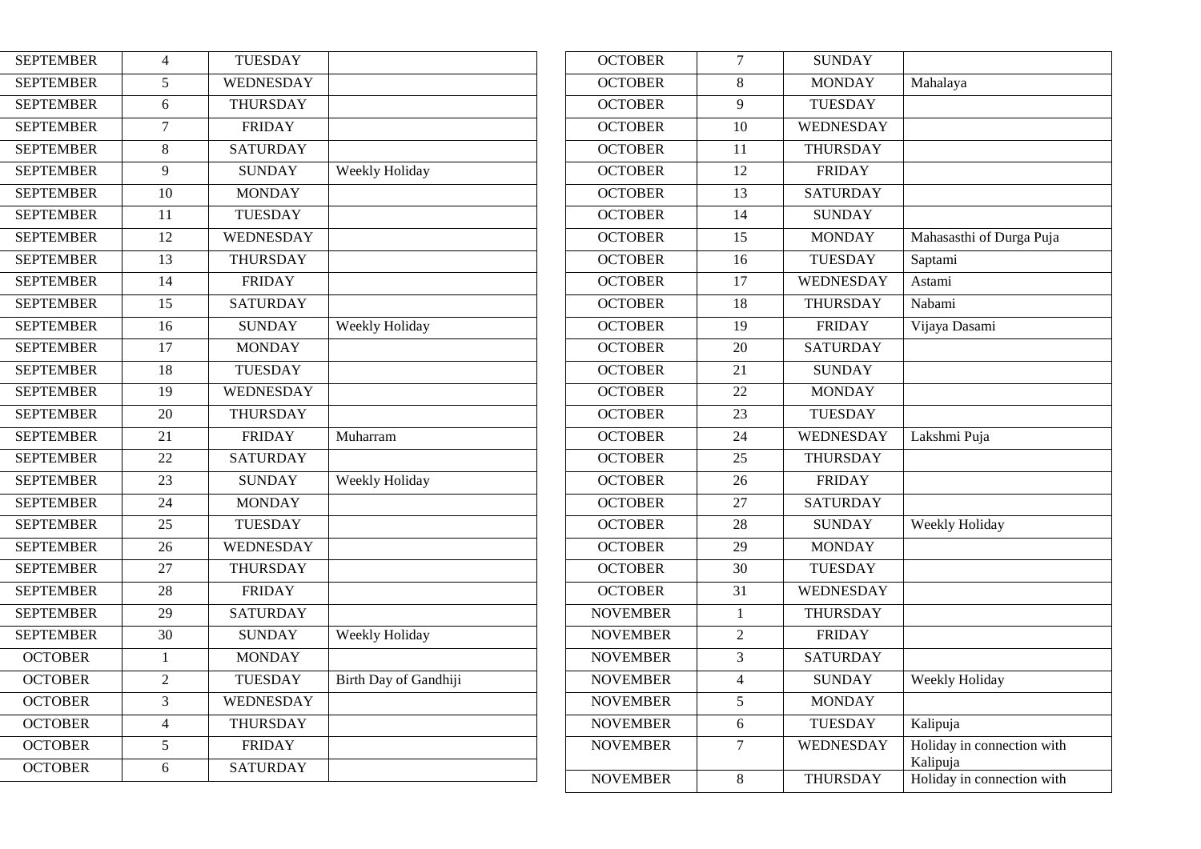| | | | |
|---|---|---|---|
| SEPTEMBER | 4 | TUESDAY | |
| SEPTEMBER | 5 | WEDNESDAY | |
| SEPTEMBER | 6 | THURSDAY | |
| SEPTEMBER | 7 | FRIDAY | |
| SEPTEMBER | 8 | SATURDAY | |
| SEPTEMBER | 9 | SUNDAY | Weekly Holiday |
| SEPTEMBER | 10 | MONDAY | |
| SEPTEMBER | 11 | TUESDAY | |
| SEPTEMBER | 12 | WEDNESDAY | |
| SEPTEMBER | 13 | THURSDAY | |
| SEPTEMBER | 14 | FRIDAY | |
| SEPTEMBER | 15 | SATURDAY | |
| SEPTEMBER | 16 | SUNDAY | Weekly Holiday |
| SEPTEMBER | 17 | MONDAY | |
| SEPTEMBER | 18 | TUESDAY | |
| SEPTEMBER | 19 | WEDNESDAY | |
| SEPTEMBER | 20 | THURSDAY | |
| SEPTEMBER | 21 | FRIDAY | Muharram |
| SEPTEMBER | 22 | SATURDAY | |
| SEPTEMBER | 23 | SUNDAY | Weekly Holiday |
| SEPTEMBER | 24 | MONDAY | |
| SEPTEMBER | 25 | TUESDAY | |
| SEPTEMBER | 26 | WEDNESDAY | |
| SEPTEMBER | 27 | THURSDAY | |
| SEPTEMBER | 28 | FRIDAY | |
| SEPTEMBER | 29 | SATURDAY | |
| SEPTEMBER | 30 | SUNDAY | Weekly Holiday |
| OCTOBER | 1 | MONDAY | |
| OCTOBER | 2 | TUESDAY | Birth Day of Gandhiji |
| OCTOBER | 3 | WEDNESDAY | |
| OCTOBER | 4 | THURSDAY | |
| OCTOBER | 5 | FRIDAY | |
| OCTOBER | 6 | SATURDAY | |
| OCTOBER | 7 | SUNDAY | |
| OCTOBER | 8 | MONDAY | Mahalaya |
| OCTOBER | 9 | TUESDAY | |
| OCTOBER | 10 | WEDNESDAY | |
| OCTOBER | 11 | THURSDAY | |
| OCTOBER | 12 | FRIDAY | |
| OCTOBER | 13 | SATURDAY | |
| OCTOBER | 14 | SUNDAY | |
| OCTOBER | 15 | MONDAY | Mahasasthi of Durga Puja |
| OCTOBER | 16 | TUESDAY | Saptami |
| OCTOBER | 17 | WEDNESDAY | Astami |
| OCTOBER | 18 | THURSDAY | Nabami |
| OCTOBER | 19 | FRIDAY | Vijaya Dasami |
| OCTOBER | 20 | SATURDAY | |
| OCTOBER | 21 | SUNDAY | |
| OCTOBER | 22 | MONDAY | |
| OCTOBER | 23 | TUESDAY | |
| OCTOBER | 24 | WEDNESDAY | Lakshmi Puja |
| OCTOBER | 25 | THURSDAY | |
| OCTOBER | 26 | FRIDAY | |
| OCTOBER | 27 | SATURDAY | |
| OCTOBER | 28 | SUNDAY | Weekly Holiday |
| OCTOBER | 29 | MONDAY | |
| OCTOBER | 30 | TUESDAY | |
| OCTOBER | 31 | WEDNESDAY | |
| NOVEMBER | 1 | THURSDAY | |
| NOVEMBER | 2 | FRIDAY | |
| NOVEMBER | 3 | SATURDAY | |
| NOVEMBER | 4 | SUNDAY | Weekly Holiday |
| NOVEMBER | 5 | MONDAY | |
| NOVEMBER | 6 | TUESDAY | Kalipuja |
| NOVEMBER | 7 | WEDNESDAY | Holiday in connection with Kalipuja |
| NOVEMBER | 8 | THURSDAY | Holiday in connection with |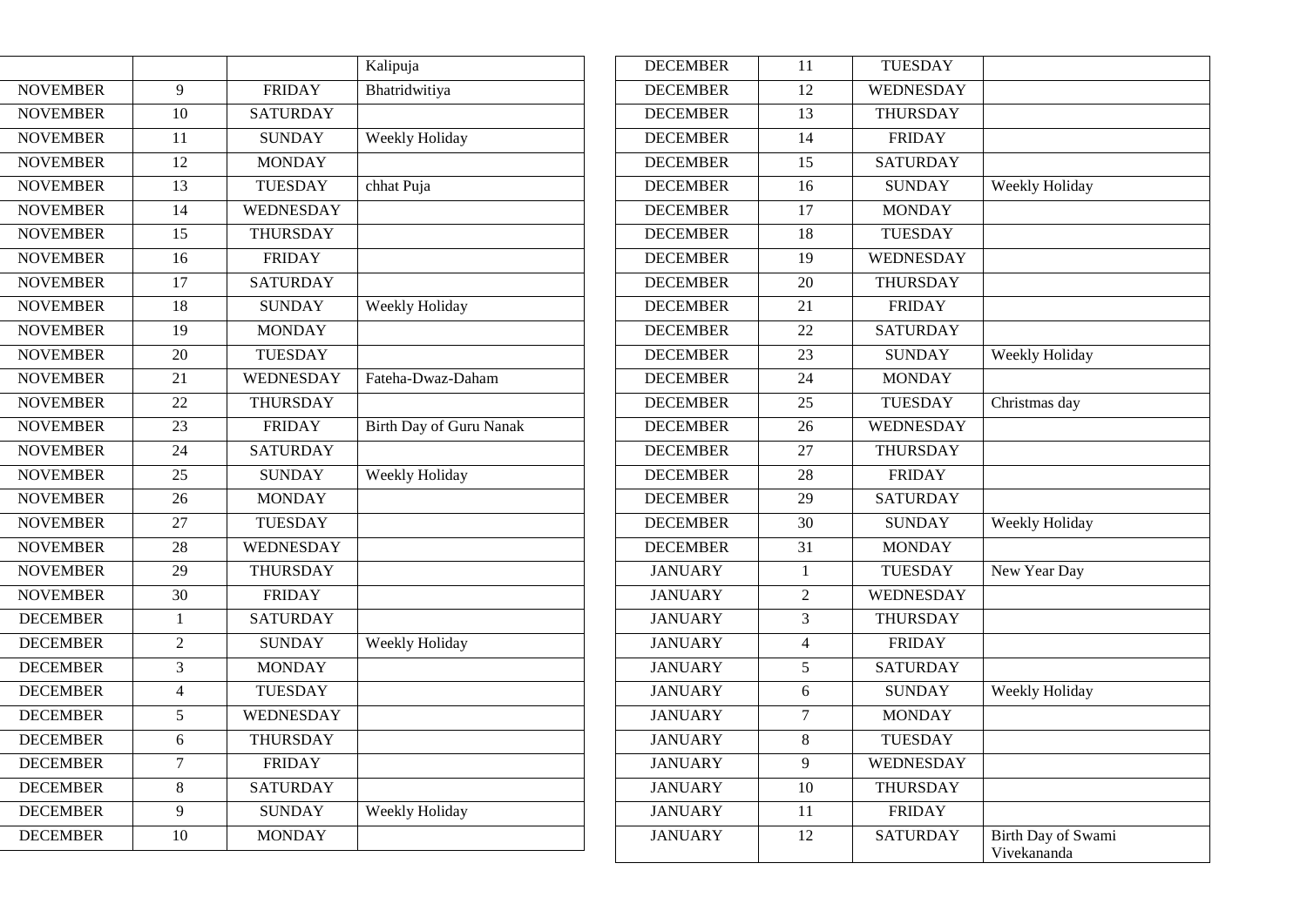| | | | |
|---|---|---|---|
| | | | Kalipuja |
| NOVEMBER | 9 | FRIDAY | Bhatridwitiya |
| NOVEMBER | 10 | SATURDAY | |
| NOVEMBER | 11 | SUNDAY | Weekly Holiday |
| NOVEMBER | 12 | MONDAY | |
| NOVEMBER | 13 | TUESDAY | chhat Puja |
| NOVEMBER | 14 | WEDNESDAY | |
| NOVEMBER | 15 | THURSDAY | |
| NOVEMBER | 16 | FRIDAY | |
| NOVEMBER | 17 | SATURDAY | |
| NOVEMBER | 18 | SUNDAY | Weekly Holiday |
| NOVEMBER | 19 | MONDAY | |
| NOVEMBER | 20 | TUESDAY | |
| NOVEMBER | 21 | WEDNESDAY | Fateha-Dwaz-Daham |
| NOVEMBER | 22 | THURSDAY | |
| NOVEMBER | 23 | FRIDAY | Birth Day of Guru Nanak |
| NOVEMBER | 24 | SATURDAY | |
| NOVEMBER | 25 | SUNDAY | Weekly Holiday |
| NOVEMBER | 26 | MONDAY | |
| NOVEMBER | 27 | TUESDAY | |
| NOVEMBER | 28 | WEDNESDAY | |
| NOVEMBER | 29 | THURSDAY | |
| NOVEMBER | 30 | FRIDAY | |
| DECEMBER | 1 | SATURDAY | |
| DECEMBER | 2 | SUNDAY | Weekly Holiday |
| DECEMBER | 3 | MONDAY | |
| DECEMBER | 4 | TUESDAY | |
| DECEMBER | 5 | WEDNESDAY | |
| DECEMBER | 6 | THURSDAY | |
| DECEMBER | 7 | FRIDAY | |
| DECEMBER | 8 | SATURDAY | |
| DECEMBER | 9 | SUNDAY | Weekly Holiday |
| DECEMBER | 10 | MONDAY | |
| DECEMBER | 11 | TUESDAY | |
| DECEMBER | 12 | WEDNESDAY | |
| DECEMBER | 13 | THURSDAY | |
| DECEMBER | 14 | FRIDAY | |
| DECEMBER | 15 | SATURDAY | |
| DECEMBER | 16 | SUNDAY | Weekly Holiday |
| DECEMBER | 17 | MONDAY | |
| DECEMBER | 18 | TUESDAY | |
| DECEMBER | 19 | WEDNESDAY | |
| DECEMBER | 20 | THURSDAY | |
| DECEMBER | 21 | FRIDAY | |
| DECEMBER | 22 | SATURDAY | |
| DECEMBER | 23 | SUNDAY | Weekly Holiday |
| DECEMBER | 24 | MONDAY | |
| DECEMBER | 25 | TUESDAY | Christmas day |
| DECEMBER | 26 | WEDNESDAY | |
| DECEMBER | 27 | THURSDAY | |
| DECEMBER | 28 | FRIDAY | |
| DECEMBER | 29 | SATURDAY | |
| DECEMBER | 30 | SUNDAY | Weekly Holiday |
| DECEMBER | 31 | MONDAY | |
| JANUARY | 1 | TUESDAY | New Year Day |
| JANUARY | 2 | WEDNESDAY | |
| JANUARY | 3 | THURSDAY | |
| JANUARY | 4 | FRIDAY | |
| JANUARY | 5 | SATURDAY | |
| JANUARY | 6 | SUNDAY | Weekly Holiday |
| JANUARY | 7 | MONDAY | |
| JANUARY | 8 | TUESDAY | |
| JANUARY | 9 | WEDNESDAY | |
| JANUARY | 10 | THURSDAY | |
| JANUARY | 11 | FRIDAY | |
| JANUARY | 12 | SATURDAY | Birth Day of Swami Vivekananda |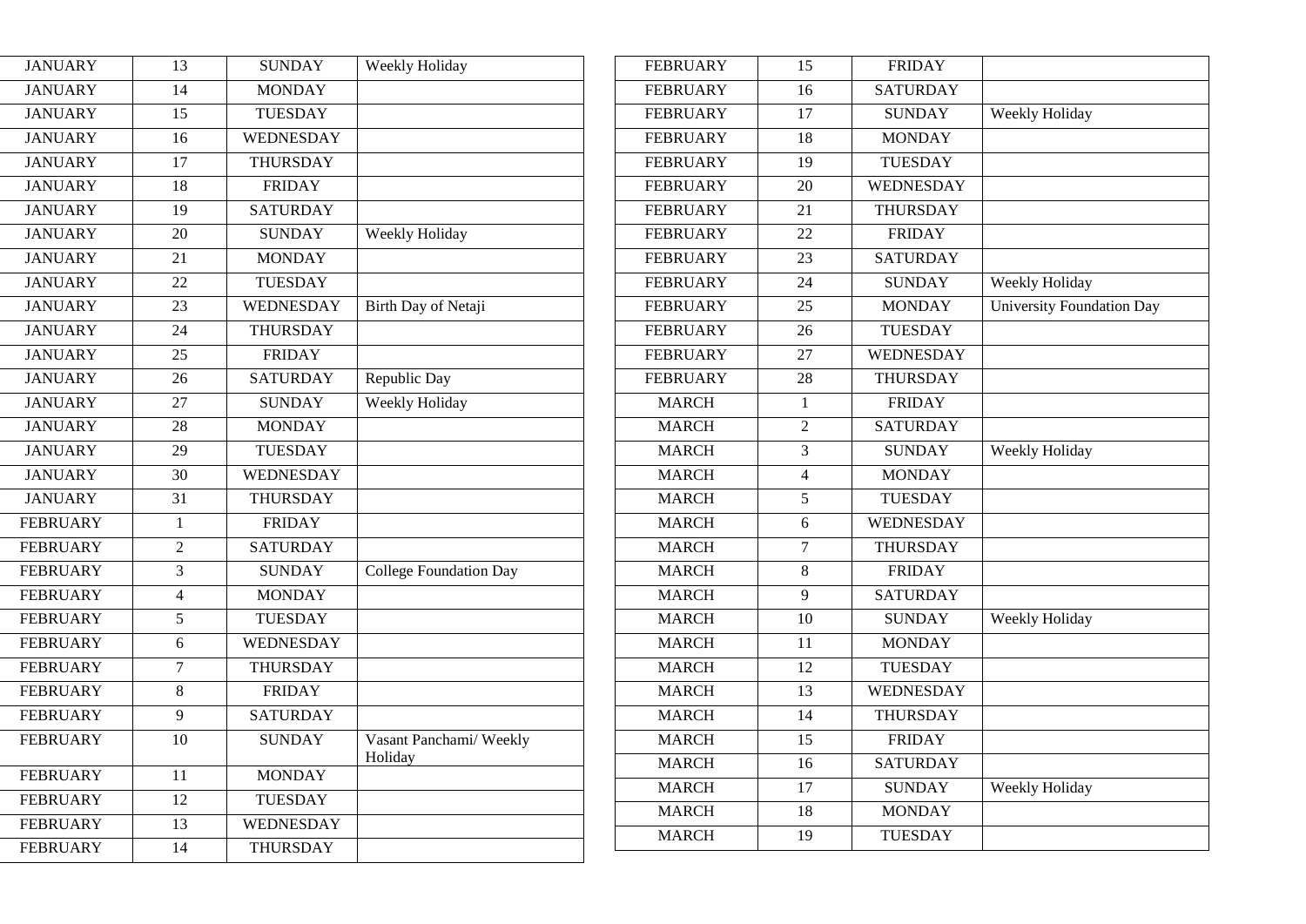| | | | |
|---|---|---|---|
| JANUARY | 13 | SUNDAY | Weekly Holiday |
| JANUARY | 14 | MONDAY | |
| JANUARY | 15 | TUESDAY | |
| JANUARY | 16 | WEDNESDAY | |
| JANUARY | 17 | THURSDAY | |
| JANUARY | 18 | FRIDAY | |
| JANUARY | 19 | SATURDAY | |
| JANUARY | 20 | SUNDAY | Weekly Holiday |
| JANUARY | 21 | MONDAY | |
| JANUARY | 22 | TUESDAY | |
| JANUARY | 23 | WEDNESDAY | Birth Day of Netaji |
| JANUARY | 24 | THURSDAY | |
| JANUARY | 25 | FRIDAY | |
| JANUARY | 26 | SATURDAY | Republic Day |
| JANUARY | 27 | SUNDAY | Weekly Holiday |
| JANUARY | 28 | MONDAY | |
| JANUARY | 29 | TUESDAY | |
| JANUARY | 30 | WEDNESDAY | |
| JANUARY | 31 | THURSDAY | |
| FEBRUARY | 1 | FRIDAY | |
| FEBRUARY | 2 | SATURDAY | |
| FEBRUARY | 3 | SUNDAY | College Foundation Day |
| FEBRUARY | 4 | MONDAY | |
| FEBRUARY | 5 | TUESDAY | |
| FEBRUARY | 6 | WEDNESDAY | |
| FEBRUARY | 7 | THURSDAY | |
| FEBRUARY | 8 | FRIDAY | |
| FEBRUARY | 9 | SATURDAY | |
| FEBRUARY | 10 | SUNDAY | Vasant Panchami/ Weekly Holiday |
| FEBRUARY | 11 | MONDAY | |
| FEBRUARY | 12 | TUESDAY | |
| FEBRUARY | 13 | WEDNESDAY | |
| FEBRUARY | 14 | THURSDAY | |
| FEBRUARY | 15 | FRIDAY | |
| FEBRUARY | 16 | SATURDAY | |
| FEBRUARY | 17 | SUNDAY | Weekly Holiday |
| FEBRUARY | 18 | MONDAY | |
| FEBRUARY | 19 | TUESDAY | |
| FEBRUARY | 20 | WEDNESDAY | |
| FEBRUARY | 21 | THURSDAY | |
| FEBRUARY | 22 | FRIDAY | |
| FEBRUARY | 23 | SATURDAY | |
| FEBRUARY | 24 | SUNDAY | Weekly Holiday |
| FEBRUARY | 25 | MONDAY | University Foundation Day |
| FEBRUARY | 26 | TUESDAY | |
| FEBRUARY | 27 | WEDNESDAY | |
| FEBRUARY | 28 | THURSDAY | |
| MARCH | 1 | FRIDAY | |
| MARCH | 2 | SATURDAY | |
| MARCH | 3 | SUNDAY | Weekly Holiday |
| MARCH | 4 | MONDAY | |
| MARCH | 5 | TUESDAY | |
| MARCH | 6 | WEDNESDAY | |
| MARCH | 7 | THURSDAY | |
| MARCH | 8 | FRIDAY | |
| MARCH | 9 | SATURDAY | |
| MARCH | 10 | SUNDAY | Weekly Holiday |
| MARCH | 11 | MONDAY | |
| MARCH | 12 | TUESDAY | |
| MARCH | 13 | WEDNESDAY | |
| MARCH | 14 | THURSDAY | |
| MARCH | 15 | FRIDAY | |
| MARCH | 16 | SATURDAY | |
| MARCH | 17 | SUNDAY | Weekly Holiday |
| MARCH | 18 | MONDAY | |
| MARCH | 19 | TUESDAY | |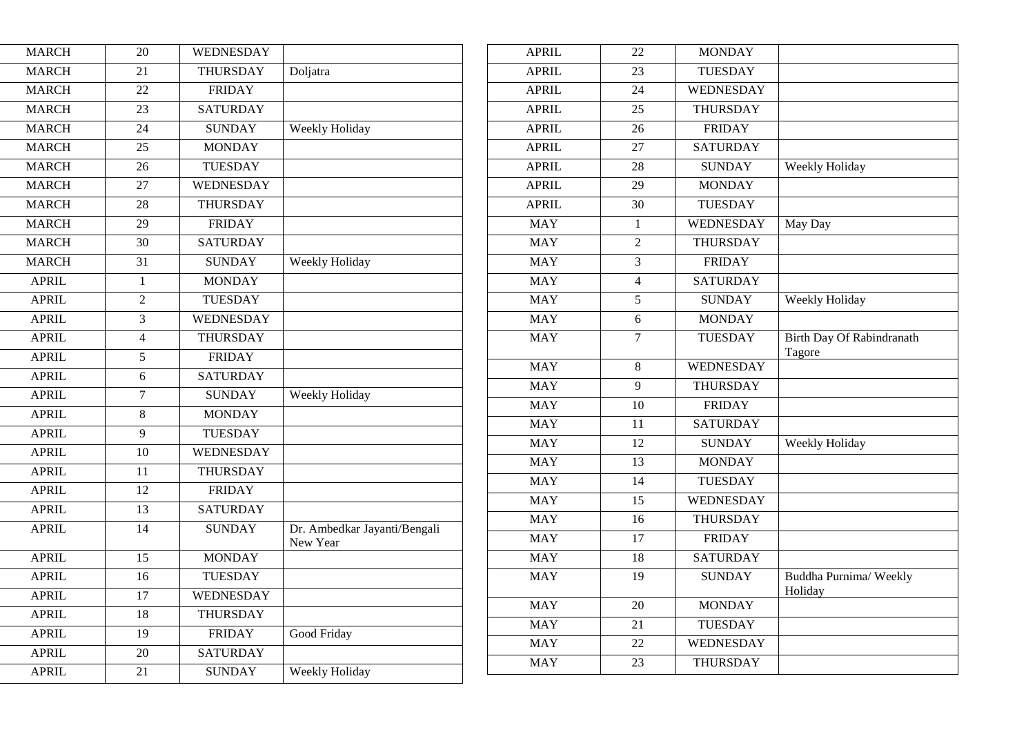| | | | |
|---|---|---|---|
| MARCH | 20 | WEDNESDAY | |
| MARCH | 21 | THURSDAY | Doljatra |
| MARCH | 22 | FRIDAY | |
| MARCH | 23 | SATURDAY | |
| MARCH | 24 | SUNDAY | Weekly Holiday |
| MARCH | 25 | MONDAY | |
| MARCH | 26 | TUESDAY | |
| MARCH | 27 | WEDNESDAY | |
| MARCH | 28 | THURSDAY | |
| MARCH | 29 | FRIDAY | |
| MARCH | 30 | SATURDAY | |
| MARCH | 31 | SUNDAY | Weekly Holiday |
| APRIL | 1 | MONDAY | |
| APRIL | 2 | TUESDAY | |
| APRIL | 3 | WEDNESDAY | |
| APRIL | 4 | THURSDAY | |
| APRIL | 5 | FRIDAY | |
| APRIL | 6 | SATURDAY | |
| APRIL | 7 | SUNDAY | Weekly Holiday |
| APRIL | 8 | MONDAY | |
| APRIL | 9 | TUESDAY | |
| APRIL | 10 | WEDNESDAY | |
| APRIL | 11 | THURSDAY | |
| APRIL | 12 | FRIDAY | |
| APRIL | 13 | SATURDAY | |
| APRIL | 14 | SUNDAY | Dr. Ambedkar Jayanti/Bengali New Year |
| APRIL | 15 | MONDAY | |
| APRIL | 16 | TUESDAY | |
| APRIL | 17 | WEDNESDAY | |
| APRIL | 18 | THURSDAY | |
| APRIL | 19 | FRIDAY | Good Friday |
| APRIL | 20 | SATURDAY | |
| APRIL | 21 | SUNDAY | Weekly Holiday |
| APRIL | 22 | MONDAY | |
| APRIL | 23 | TUESDAY | |
| APRIL | 24 | WEDNESDAY | |
| APRIL | 25 | THURSDAY | |
| APRIL | 26 | FRIDAY | |
| APRIL | 27 | SATURDAY | |
| APRIL | 28 | SUNDAY | Weekly Holiday |
| APRIL | 29 | MONDAY | |
| APRIL | 30 | TUESDAY | |
| MAY | 1 | WEDNESDAY | May Day |
| MAY | 2 | THURSDAY | |
| MAY | 3 | FRIDAY | |
| MAY | 4 | SATURDAY | |
| MAY | 5 | SUNDAY | Weekly Holiday |
| MAY | 6 | MONDAY | |
| MAY | 7 | TUESDAY | Birth Day Of Rabindranath Tagore |
| MAY | 8 | WEDNESDAY | |
| MAY | 9 | THURSDAY | |
| MAY | 10 | FRIDAY | |
| MAY | 11 | SATURDAY | |
| MAY | 12 | SUNDAY | Weekly Holiday |
| MAY | 13 | MONDAY | |
| MAY | 14 | TUESDAY | |
| MAY | 15 | WEDNESDAY | |
| MAY | 16 | THURSDAY | |
| MAY | 17 | FRIDAY | |
| MAY | 18 | SATURDAY | |
| MAY | 19 | SUNDAY | Buddha Purnima/ Weekly Holiday |
| MAY | 20 | MONDAY | |
| MAY | 21 | TUESDAY | |
| MAY | 22 | WEDNESDAY | |
| MAY | 23 | THURSDAY | |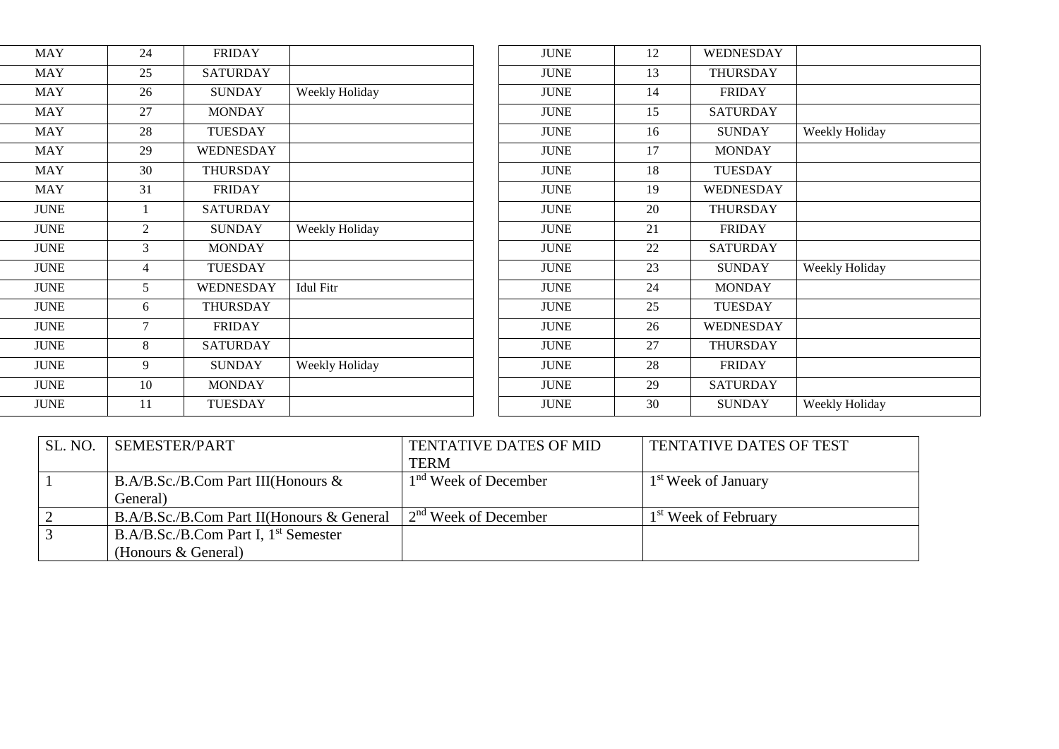| | | | |
|---|---|---|---|
| MAY | 24 | FRIDAY | |
| MAY | 25 | SATURDAY | |
| MAY | 26 | SUNDAY | Weekly Holiday |
| MAY | 27 | MONDAY | |
| MAY | 28 | TUESDAY | |
| MAY | 29 | WEDNESDAY | |
| MAY | 30 | THURSDAY | |
| MAY | 31 | FRIDAY | |
| JUNE | 1 | SATURDAY | |
| JUNE | 2 | SUNDAY | Weekly Holiday |
| JUNE | 3 | MONDAY | |
| JUNE | 4 | TUESDAY | |
| JUNE | 5 | WEDNESDAY | Idul Fitr |
| JUNE | 6 | THURSDAY | |
| JUNE | 7 | FRIDAY | |
| JUNE | 8 | SATURDAY | |
| JUNE | 9 | SUNDAY | Weekly Holiday |
| JUNE | 10 | MONDAY | |
| JUNE | 11 | TUESDAY | |
| JUNE | 12 | WEDNESDAY | |
| JUNE | 13 | THURSDAY | |
| JUNE | 14 | FRIDAY | |
| JUNE | 15 | SATURDAY | |
| JUNE | 16 | SUNDAY | Weekly Holiday |
| JUNE | 17 | MONDAY | |
| JUNE | 18 | TUESDAY | |
| JUNE | 19 | WEDNESDAY | |
| JUNE | 20 | THURSDAY | |
| JUNE | 21 | FRIDAY | |
| JUNE | 22 | SATURDAY | |
| JUNE | 23 | SUNDAY | Weekly Holiday |
| JUNE | 24 | MONDAY | |
| JUNE | 25 | TUESDAY | |
| JUNE | 26 | WEDNESDAY | |
| JUNE | 27 | THURSDAY | |
| JUNE | 28 | FRIDAY | |
| JUNE | 29 | SATURDAY | |
| JUNE | 30 | SUNDAY | Weekly Holiday |

| SL. NO. | SEMESTER/PART | TENTATIVE DATES OF MID TERM | TENTATIVE DATES OF TEST |
|---|---|---|---|
| 1 | B.A/B.Sc./B.Com Part III(Honours & General) | 1nd Week of December | 1st Week of January |
| 2 | B.A/B.Sc./B.Com Part II(Honours & General | 2nd Week of December | 1st Week of February |
| 3 | B.A/B.Sc./B.Com Part I, 1st Semester (Honours & General) | | |